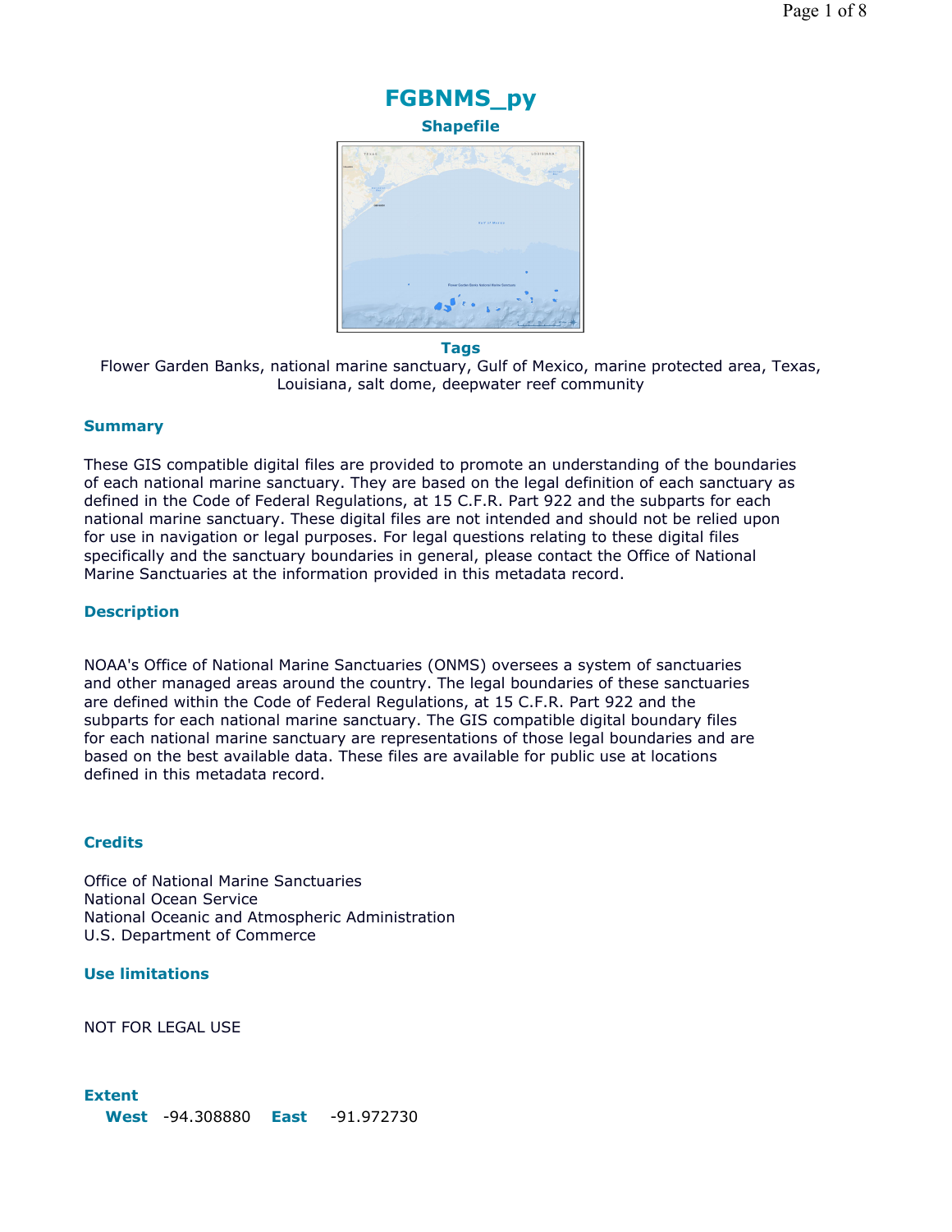# FGBNMS_py

**Shapefile**

**Tags**

Flower Garden Banks, national marine sanctuary, Gulf of Mexico, marine protected area, Texas, Louisiana, salt dome, deepwater reef community

## Summary

These GIS compatible digital files are provided to promote an understanding of the boundaries of each national marine sanctuary. They are based on the legal definition of each sanctuary as defined in the Code of Federal Regulations, at 15 C.F.R. Part 922 and the subparts for each national marine sanctuary. These digital files are not intended and should not be relied upon for use in navigation or legal purposes. For legal questions relating to these digital files specifically and the sanctuary boundaries in general, please contact the Office of National Marine Sanctuaries at the information provided in this metadata record.

## Description

NOAA's Office of National Marine Sanctuaries (ONMS) oversees a system of sanctuaries and other managed areas around the country. The legal boundaries of these sanctuaries are defined within the Code of Federal Regulations, at 15 C.F.R. Part 922 and the subparts for each national marine sanctuary. The GIS compatible digital boundary files for each national marine sanctuary are representations of those legal boundaries and are based on the best available data. These files are available for public use at locations defined in this metadata record.

## Credits

Office of National Marine Sanctuaries
National Ocean Service
National Oceanic and Atmospheric Administration
U.S. Department of Commerce

## Use limitations

NOT FOR LEGAL USE

## Extent

**West** -94.308880 **East** -91.972730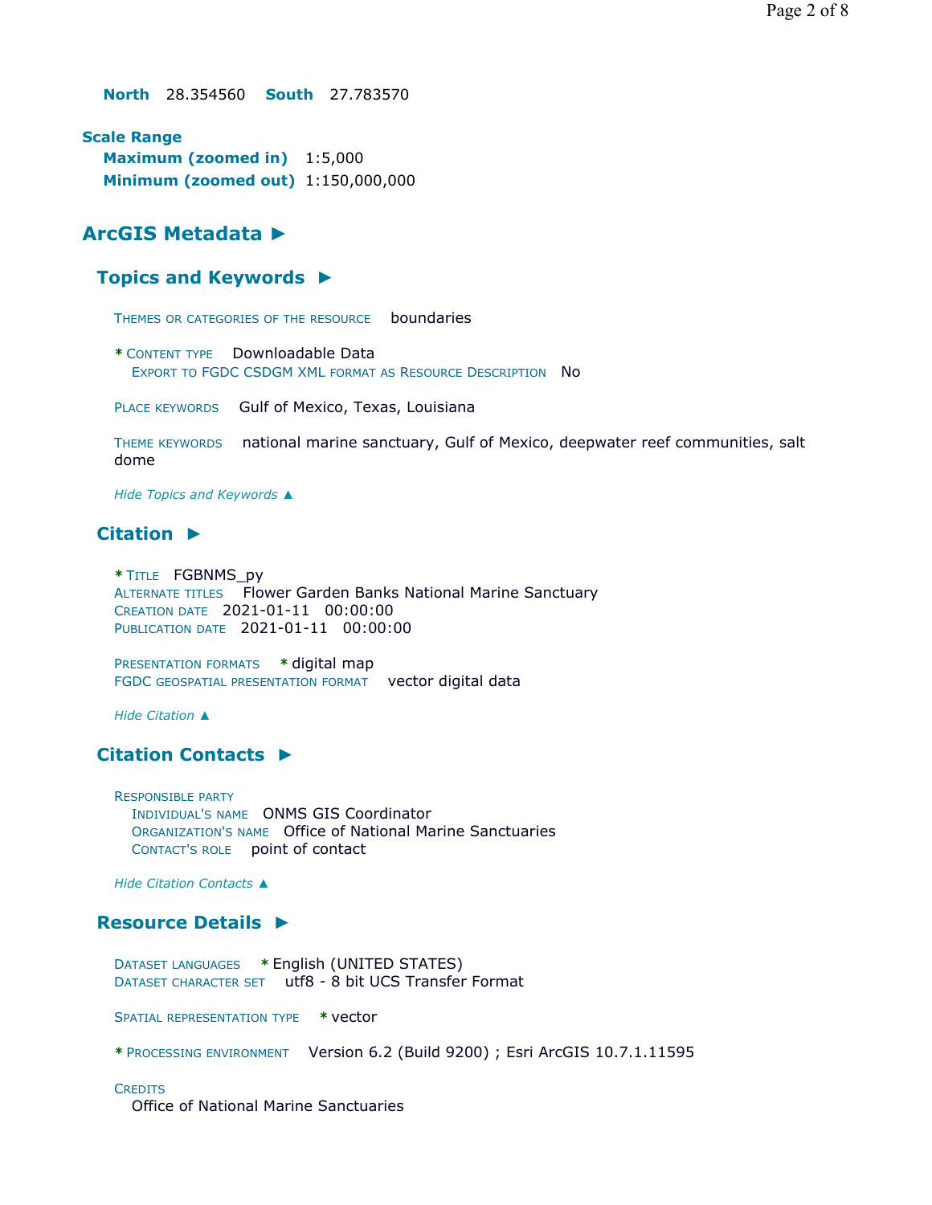**North** 28.354560 **South** 27.783570

**Scale Range**
**Maximum (zoomed in)** 1:5,000
**Minimum (zoomed out)** 1:150,000,000

## ArcGIS Metadata ►

### Topics and Keywords ►

THEMES OR CATEGORIES OF THE RESOURCE boundaries

* CONTENT TYPE Downloadable Data
EXPORT TO FGDC CSDGM XML FORMAT AS RESOURCE DESCRIPTION No

PLACE KEYWORDS Gulf of Mexico, Texas, Louisiana

THEME KEYWORDS national marine sanctuary, Gulf of Mexico, deepwater reef communities, salt dome

*Hide Topics and Keywords ▲*

### Citation ►

* TITLE FGBNMS_py
ALTERNATE TITLES Flower Garden Banks National Marine Sanctuary
CREATION DATE 2021-01-11 00:00:00
PUBLICATION DATE 2021-01-11 00:00:00

PRESENTATION FORMATS * digital map
FGDC GEOSPATIAL PRESENTATION FORMAT vector digital data

*Hide Citation ▲*

### Citation Contacts ►

RESPONSIBLE PARTY
INDIVIDUAL'S NAME ONMS GIS Coordinator
ORGANIZATION'S NAME Office of National Marine Sanctuaries
CONTACT'S ROLE point of contact

*Hide Citation Contacts ▲*

### Resource Details ►

DATASET LANGUAGES * English (UNITED STATES)
DATASET CHARACTER SET utf8 - 8 bit UCS Transfer Format

SPATIAL REPRESENTATION TYPE * vector

* PROCESSING ENVIRONMENT Version 6.2 (Build 9200) ; Esri ArcGIS 10.7.1.11595

CREDITS
Office of National Marine Sanctuaries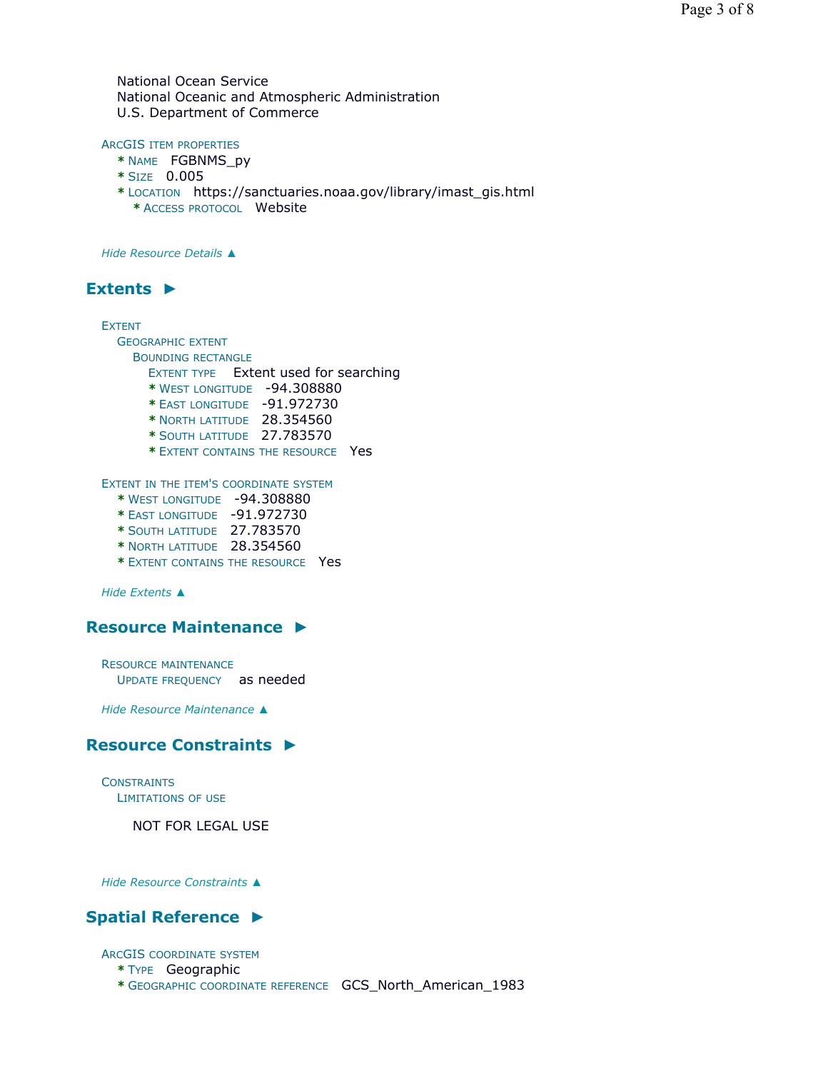National Ocean Service
National Oceanic and Atmospheric Administration
U.S. Department of Commerce

ARCGIS ITEM PROPERTIES
* NAME FGBNMS_py
* SIZE 0.005
* LOCATION https://sanctuaries.noaa.gov/library/imast_gis.html
    * ACCESS PROTOCOL Website

*Hide Resource Details ▲*

## Extents ►

EXTENT
GEOGRAPHIC EXTENT
BOUNDING RECTANGLE
EXTENT TYPE Extent used for searching
* WEST LONGITUDE -94.308880
* EAST LONGITUDE -91.972730
* NORTH LATITUDE 28.354560
* SOUTH LATITUDE 27.783570
* EXTENT CONTAINS THE RESOURCE Yes

EXTENT IN THE ITEM'S COORDINATE SYSTEM
* WEST LONGITUDE -94.308880
* EAST LONGITUDE -91.972730
* SOUTH LATITUDE 27.783570
* NORTH LATITUDE 28.354560
* EXTENT CONTAINS THE RESOURCE Yes

*Hide Extents ▲*

## Resource Maintenance ►

RESOURCE MAINTENANCE
UPDATE FREQUENCY as needed

*Hide Resource Maintenance ▲*

## Resource Constraints ►

CONSTRAINTS
LIMITATIONS OF USE

NOT FOR LEGAL USE

*Hide Resource Constraints ▲*

## Spatial Reference ►

ARCGIS COORDINATE SYSTEM
* TYPE Geographic
* GEOGRAPHIC COORDINATE REFERENCE GCS_North_American_1983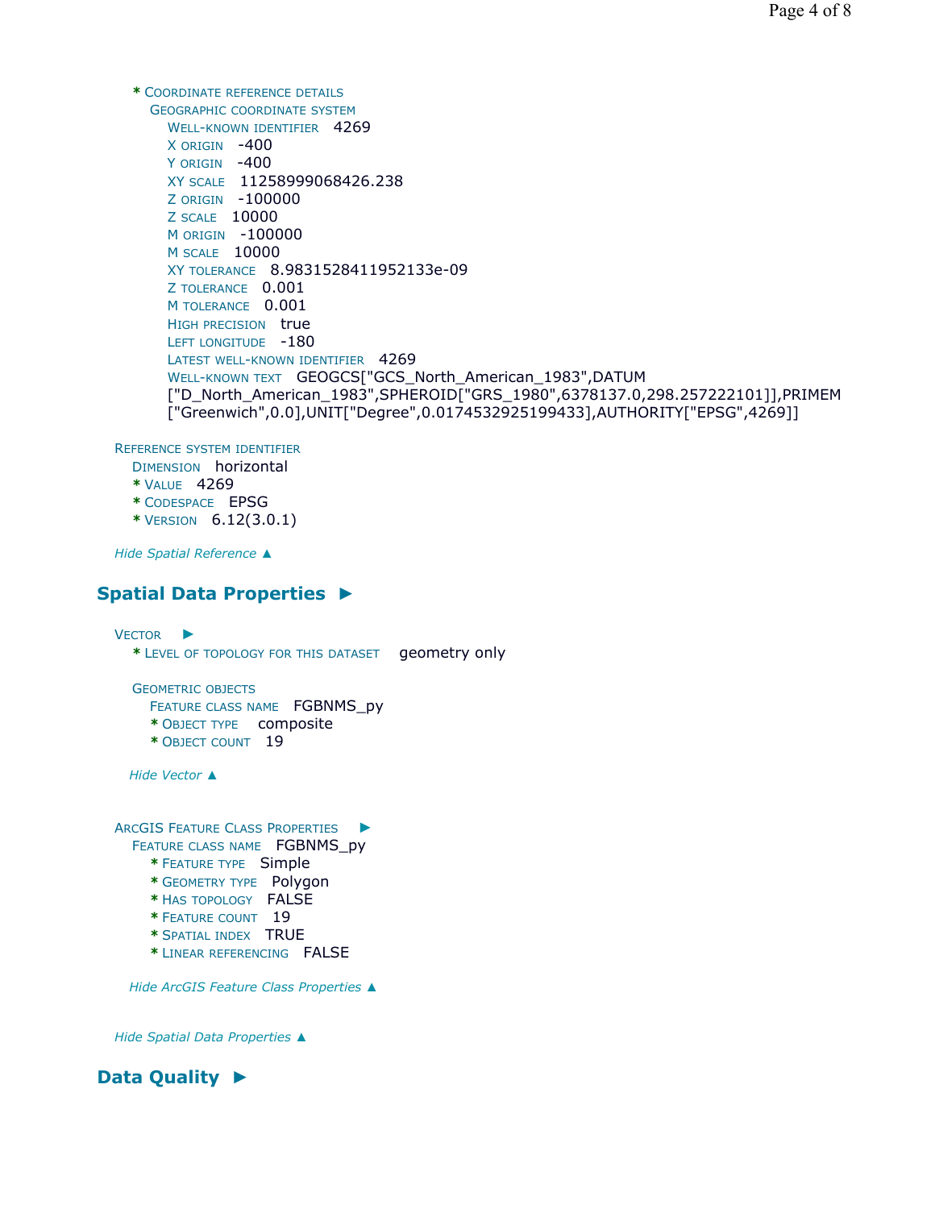* COORDINATE REFERENCE DETAILS
  GEOGRAPHIC COORDINATE SYSTEM
    WELL-KNOWN IDENTIFIER   4269
    X ORIGIN   -400
    Y ORIGIN   -400
    XY SCALE   11258999068426.238
    Z ORIGIN   -100000
    Z SCALE   10000
    M ORIGIN   -100000
    M SCALE   10000
    XY TOLERANCE   8.9831528411952133e-09
    Z TOLERANCE   0.001
    M TOLERANCE   0.001
    HIGH PRECISION   true
    LEFT LONGITUDE   -180
    LATEST WELL-KNOWN IDENTIFIER   4269
    WELL-KNOWN TEXT   GEOGCS["GCS_North_American_1983",DATUM ["D_North_American_1983",SPHEROID["GRS_1980",6378137.0,298.257222101]],PRIMEM ["Greenwich",0.0],UNIT["Degree",0.0174532925199433],AUTHORITY["EPSG",4269]]

REFERENCE SYSTEM IDENTIFIER
  DIMENSION   horizontal
  * VALUE   4269
  * CODESPACE   EPSG
  * VERSION   6.12(3.0.1)

*Hide Spatial Reference ▲*

## Spatial Data Properties ►

VECTOR ►
  * LEVEL OF TOPOLOGY FOR THIS DATASET   geometry only

  GEOMETRIC OBJECTS
    FEATURE CLASS NAME   FGBNMS_py
    * OBJECT TYPE   composite
    * OBJECT COUNT   19

  *Hide Vector ▲*

ARCGIS FEATURE CLASS PROPERTIES ►
  FEATURE CLASS NAME   FGBNMS_py
    * FEATURE TYPE   Simple
    * GEOMETRY TYPE   Polygon
    * HAS TOPOLOGY   FALSE
    * FEATURE COUNT   19
    * SPATIAL INDEX   TRUE
    * LINEAR REFERENCING   FALSE

  *Hide ArcGIS Feature Class Properties ▲*

*Hide Spatial Data Properties ▲*

## Data Quality ►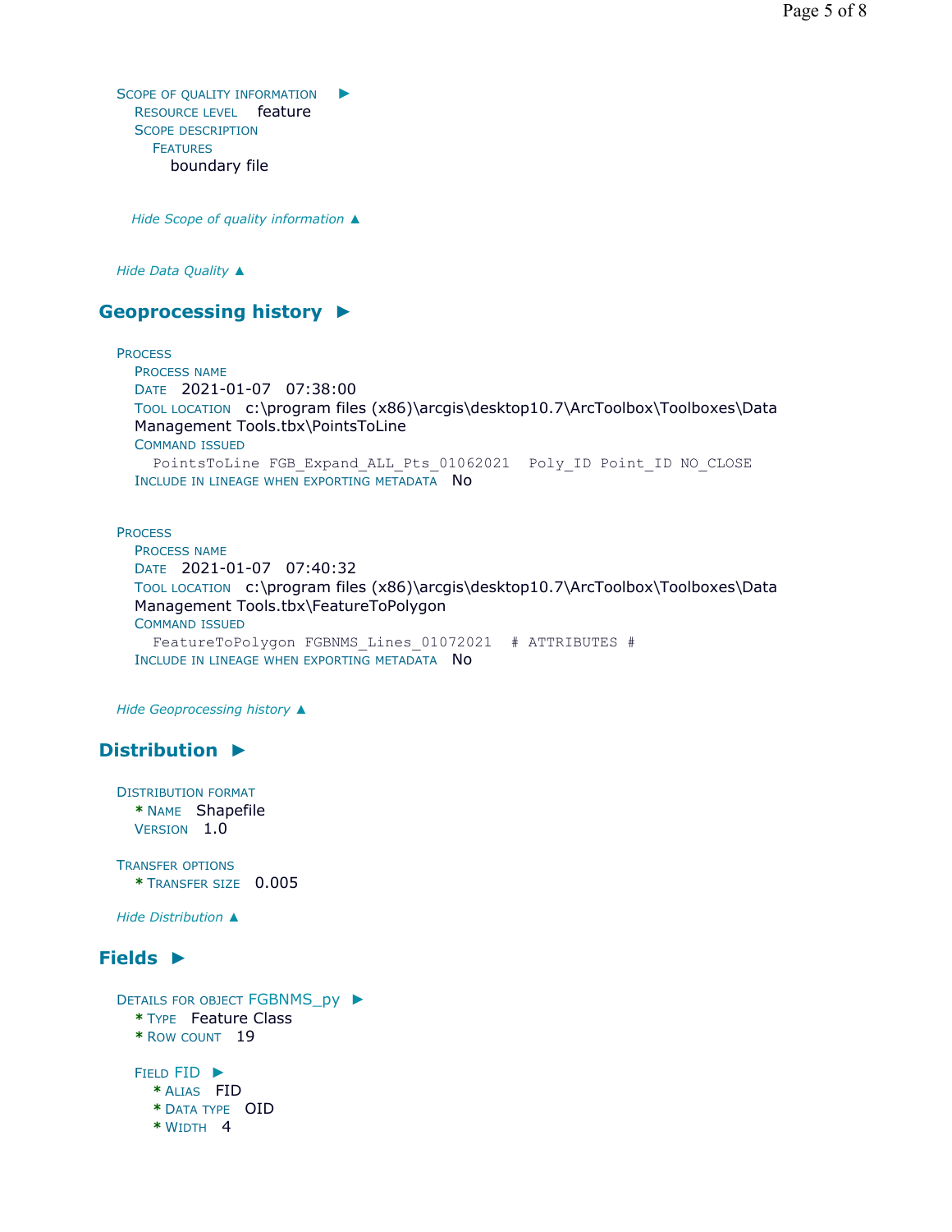Scope of quality information ►
 Resource level feature
 Scope description
 Features
 boundary file

*Hide Scope of quality information ▲*

*Hide Data Quality ▲*

## Geoprocessing history ►

Process
 Process name
 Date 2021-01-07 07:38:00
 Tool location c:\program files (x86)\arcgis\desktop10.7\ArcToolbox\Toolboxes\Data Management Tools.tbx\PointsToLine
 Command issued

```
PointsToLine FGB_Expand_ALL_Pts_01062021  Poly_ID Point_ID NO_CLOSE
```

 Include in lineage when exporting metadata No

Process
 Process name
 Date 2021-01-07 07:40:32
 Tool location c:\program files (x86)\arcgis\desktop10.7\ArcToolbox\Toolboxes\Data Management Tools.tbx\FeatureToPolygon
 Command issued

```
FeatureToPolygon FGBNMS_Lines_01072021  # ATTRIBUTES #
```

 Include in lineage when exporting metadata No

*Hide Geoprocessing history ▲*

## Distribution ►

Distribution format
 * Name Shapefile
 Version 1.0

Transfer options
 * Transfer size 0.005

*Hide Distribution ▲*

## Fields ►

Details for object FGBNMS_py ►
 * Type Feature Class
 * Row count 19

 Field FID ►
 * Alias FID
 * Data type OID
 * Width 4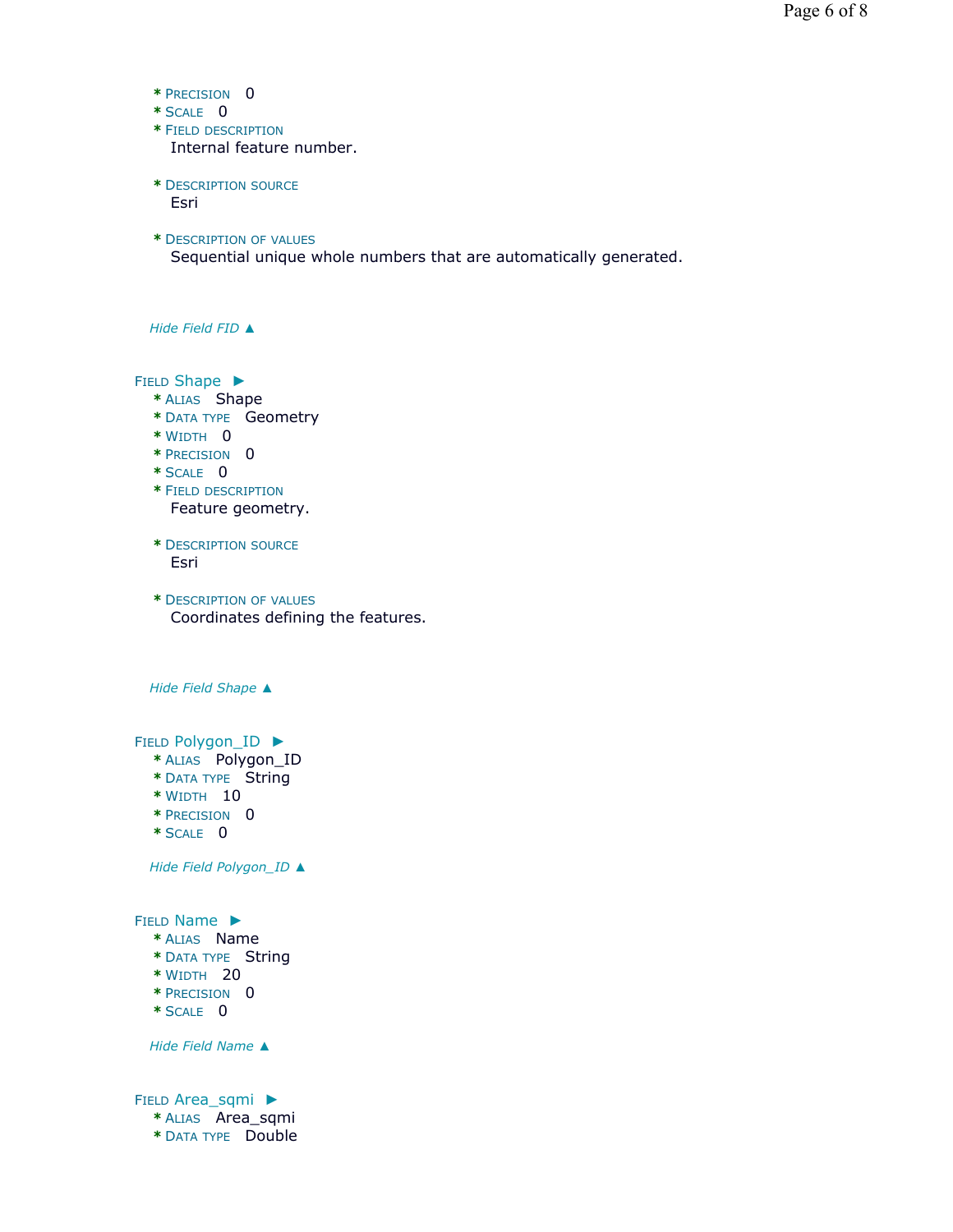* PRECISION 0
* SCALE 0
* FIELD DESCRIPTION
  Internal feature number.

* DESCRIPTION SOURCE
  Esri

* DESCRIPTION OF VALUES
  Sequential unique whole numbers that are automatically generated.

*Hide Field FID ▲*

FIELD Shape ►
* ALIAS Shape
* DATA TYPE Geometry
* WIDTH 0
* PRECISION 0
* SCALE 0
* FIELD DESCRIPTION
  Feature geometry.

* DESCRIPTION SOURCE
  Esri

* DESCRIPTION OF VALUES
  Coordinates defining the features.

*Hide Field Shape ▲*

FIELD Polygon_ID ►
* ALIAS Polygon_ID
* DATA TYPE String
* WIDTH 10
* PRECISION 0
* SCALE 0

*Hide Field Polygon_ID ▲*

FIELD Name ►
* ALIAS Name
* DATA TYPE String
* WIDTH 20
* PRECISION 0
* SCALE 0

*Hide Field Name ▲*

FIELD Area_sqmi ►
* ALIAS Area_sqmi
* DATA TYPE Double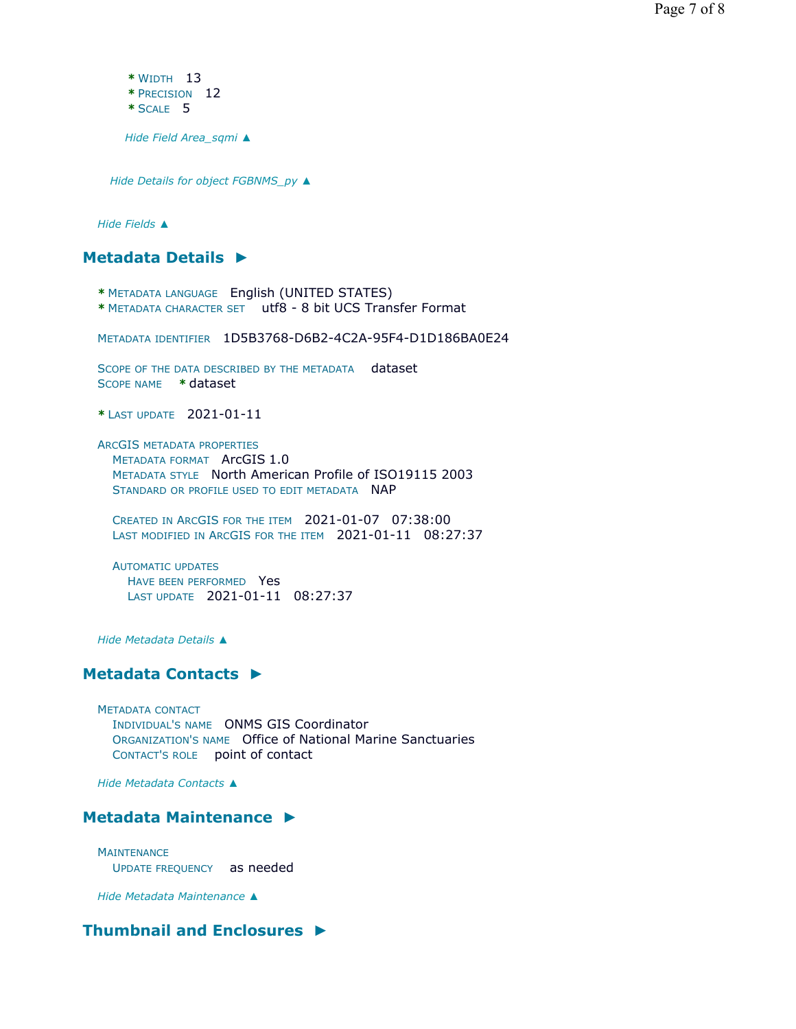* Width 13
* Precision 12
* Scale 5

*Hide Field Area_sqmi ▲*

*Hide Details for object FGBNMS_py ▲*

*Hide Fields ▲*

## Metadata Details ►

* Metadata language English (UNITED STATES)
* Metadata character set utf8 - 8 bit UCS Transfer Format

Metadata identifier 1D5B3768-D6B2-4C2A-95F4-D1D186BA0E24

Scope of the data described by the metadata dataset
Scope name * dataset

* Last update 2021-01-11

ArcGIS metadata properties
Metadata format ArcGIS 1.0
Metadata style North American Profile of ISO19115 2003
Standard or profile used to edit metadata NAP

Created in ArcGIS for the item 2021-01-07 07:38:00
Last modified in ArcGIS for the item 2021-01-11 08:27:37

Automatic updates
Have been performed Yes
Last update 2021-01-11 08:27:37

*Hide Metadata Details ▲*

## Metadata Contacts ►

Metadata contact
Individual's name ONMS GIS Coordinator
Organization's name Office of National Marine Sanctuaries
Contact's role point of contact

*Hide Metadata Contacts ▲*

## Metadata Maintenance ►

Maintenance
Update frequency as needed

*Hide Metadata Maintenance ▲*

## Thumbnail and Enclosures ►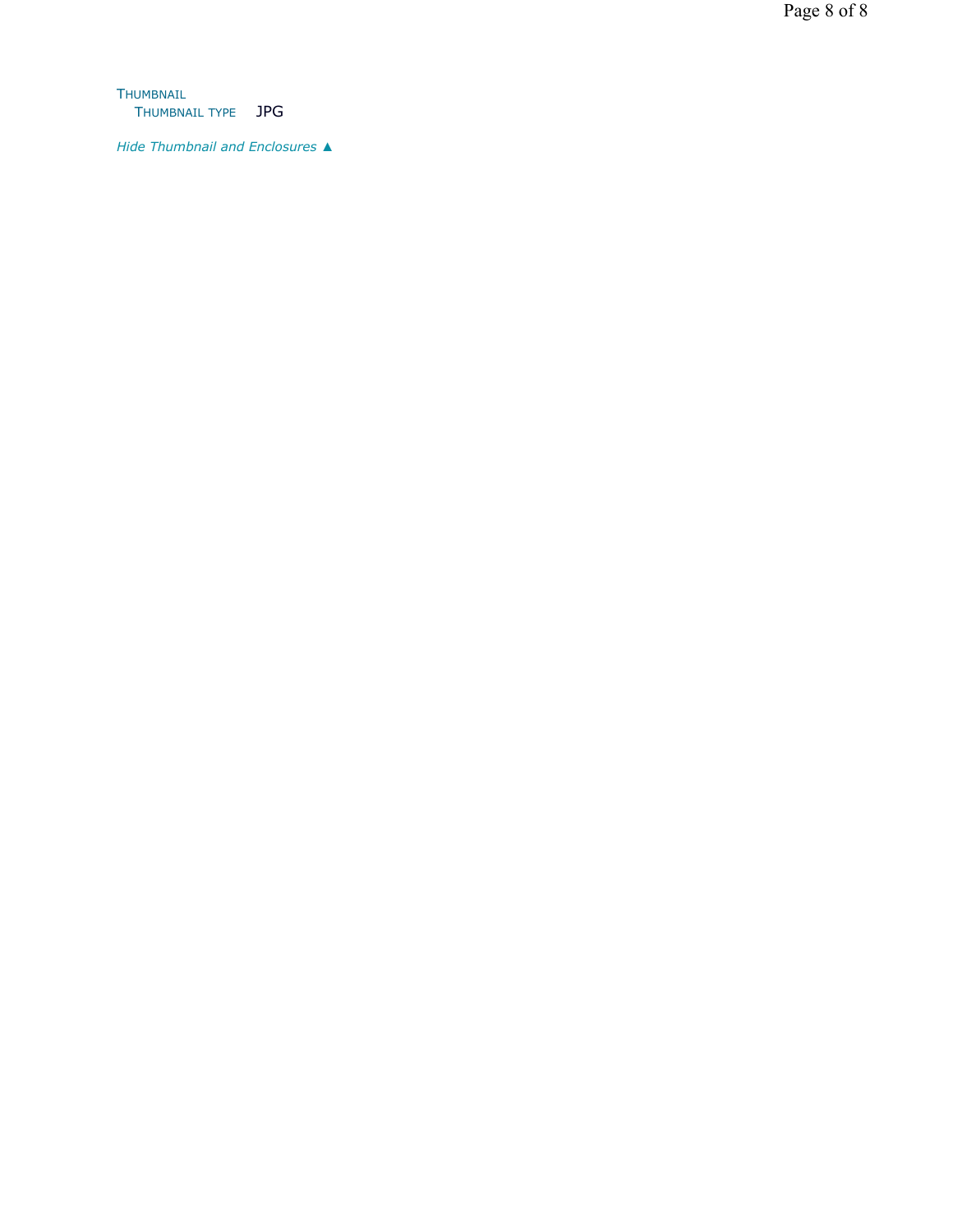THUMBNAIL

THUMBNAIL TYPE JPG

*Hide Thumbnail and Enclosures ▲*